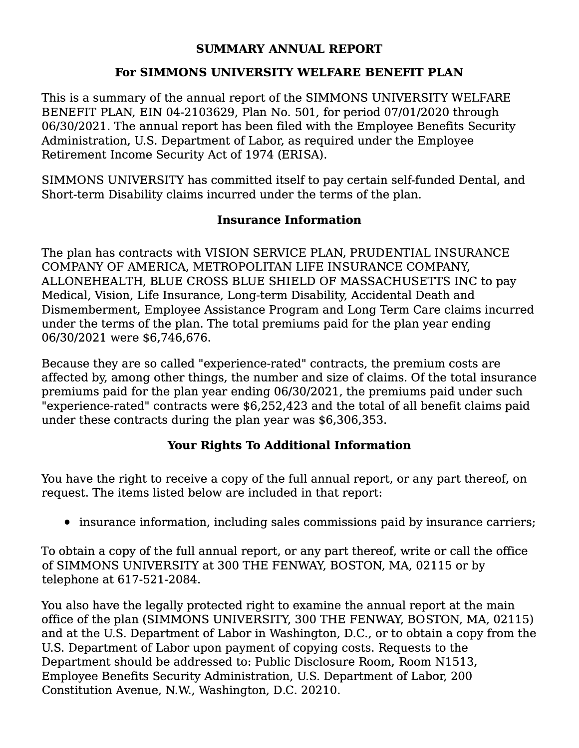# SUMMARY ANNUAL REPORT

## For SIMMONS UNIVERSITY WELFARE BENEFIT PLAN

This is a summary of the annual report of the SIMMONS UNIVERSITY WELFARE BENEFIT PLAN, EIN 04-2103629, Plan No. 501, for period 07/01/2020 through 06/30/2021. The annual report has been filed with the Employee Benefits Security Administration, U.S. Department of Labor, as required under the Employee Retirement Income Security Act of 1974 (ERISA).

SIMMONS UNIVERSITY has committed itself to pay certain self-funded Dental, and Short-term Disability claims incurred under the terms of the plan.

### Insurance Information

The plan has contracts with VISION SERVICE PLAN, PRUDENTIAL INSURANCE COMPANY OF AMERICA, METROPOLITAN LIFE INSURANCE COMPANY, ALLONEHEALTH, BLUE CROSS BLUE SHIELD OF MASSACHUSETTS INC to pay Medical, Vision, Life Insurance, Long-term Disability, Accidental Death and Dismemberment, Employee Assistance Program and Long Term Care claims incurred under the terms of the plan. The total premiums paid for the plan year ending 06/30/2021 were $6,746,676.

Because they are so called "experience-rated" contracts, the premium costs are affected by, among other things, the number and size of claims. Of the total insurance premiums paid for the plan year ending 06/30/2021, the premiums paid under such "experience-rated" contracts were $6,252,423 and the total of all benefit claims paid under these contracts during the plan year was $6,306,353.

### Your Rights To Additional Information

You have the right to receive a copy of the full annual report, or any part thereof, on request. The items listed below are included in that report:

- insurance information, including sales commissions paid by insurance carriers;

To obtain a copy of the full annual report, or any part thereof, write or call the office of SIMMONS UNIVERSITY at 300 THE FENWAY, BOSTON, MA, 02115 or by telephone at 617-521-2084.

You also have the legally protected right to examine the annual report at the main office of the plan (SIMMONS UNIVERSITY, 300 THE FENWAY, BOSTON, MA, 02115) and at the U.S. Department of Labor in Washington, D.C., or to obtain a copy from the U.S. Department of Labor upon payment of copying costs. Requests to the Department should be addressed to: Public Disclosure Room, Room N1513, Employee Benefits Security Administration, U.S. Department of Labor, 200 Constitution Avenue, N.W., Washington, D.C. 20210.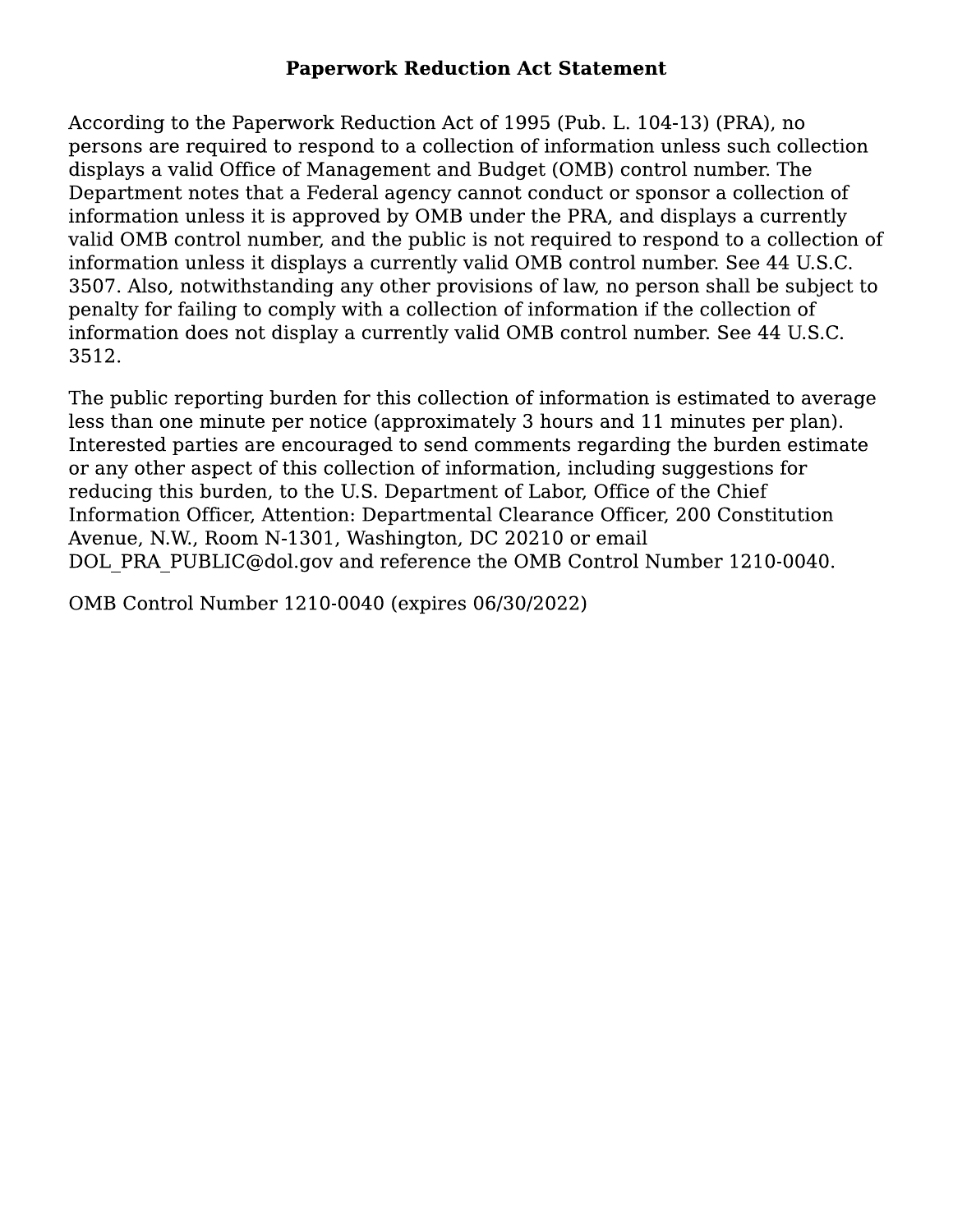## Paperwork Reduction Act Statement

According to the Paperwork Reduction Act of 1995 (Pub. L. 104-13) (PRA), no persons are required to respond to a collection of information unless such collection displays a valid Office of Management and Budget (OMB) control number. The Department notes that a Federal agency cannot conduct or sponsor a collection of information unless it is approved by OMB under the PRA, and displays a currently valid OMB control number, and the public is not required to respond to a collection of information unless it displays a currently valid OMB control number. See 44 U.S.C. 3507. Also, notwithstanding any other provisions of law, no person shall be subject to penalty for failing to comply with a collection of information if the collection of information does not display a currently valid OMB control number. See 44 U.S.C. 3512.

The public reporting burden for this collection of information is estimated to average less than one minute per notice (approximately 3 hours and 11 minutes per plan). Interested parties are encouraged to send comments regarding the burden estimate or any other aspect of this collection of information, including suggestions for reducing this burden, to the U.S. Department of Labor, Office of the Chief Information Officer, Attention: Departmental Clearance Officer, 200 Constitution Avenue, N.W., Room N-1301, Washington, DC 20210 or email DOL_PRA_PUBLIC@dol.gov and reference the OMB Control Number 1210-0040.

OMB Control Number 1210-0040 (expires 06/30/2022)